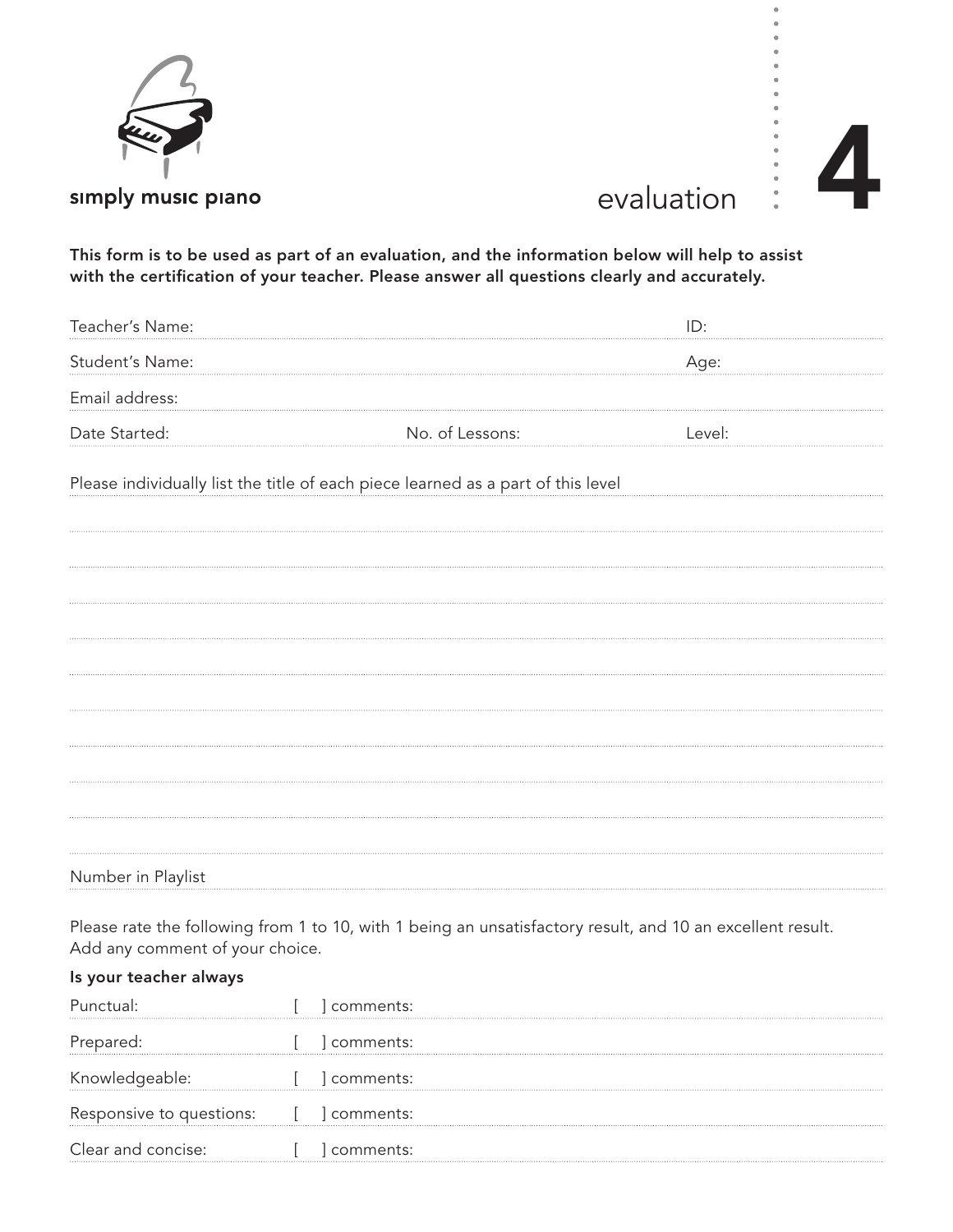simply music piano

# evaluation 4

**This form is to be used as part of an evaluation, and the information below will help to assist with the certification of your teacher. Please answer all questions clearly and accurately.**

Teacher's Name: ID:

Student's Name: Age:

Email address:

Date Started: No. of Lessons: Level:

Please individually list the title of each piece learned as a part of this level

Number in Playlist

Please rate the following from 1 to 10, with 1 being an unsatisfactory result, and 10 an excellent result. Add any comment of your choice.

**Is your teacher always**

Punctual: [ ] comments:

Prepared: [ ] comments:

Knowledgeable: [ ] comments:

Responsive to questions: [ ] comments:

Clear and concise: [ ] comments: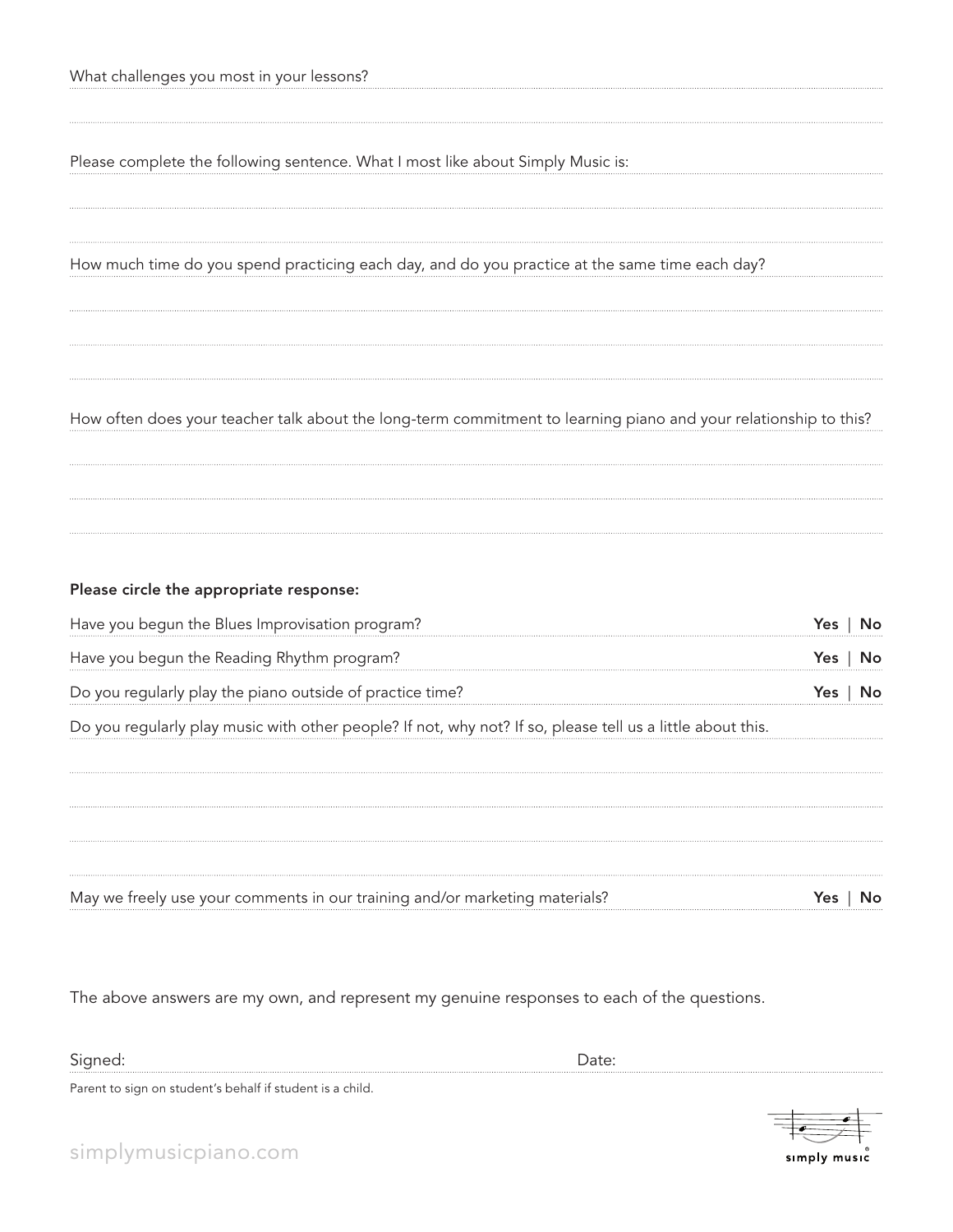What challenges you most in your lessons?

Please complete the following sentence. What I most like about Simply Music is:

How much time do you spend practicing each day, and do you practice at the same time each day?

How often does your teacher talk about the long-term commitment to learning piano and your relationship to this?

**Please circle the appropriate response:**

Have you begun the Blues Improvisation program? **Yes** | **No**

Have you begun the Reading Rhythm program? **Yes** | **No**

Do you regularly play the piano outside of practice time? **Yes** | **No**

Do you regularly play music with other people? If not, why not? If so, please tell us a little about this.

May we freely use your comments in our training and/or marketing materials? **Yes** | **No**

The above answers are my own, and represent my genuine responses to each of the questions.

Signed: Date:

Parent to sign on student's behalf if student is a child.

simplymusicpiano.com

simply music®